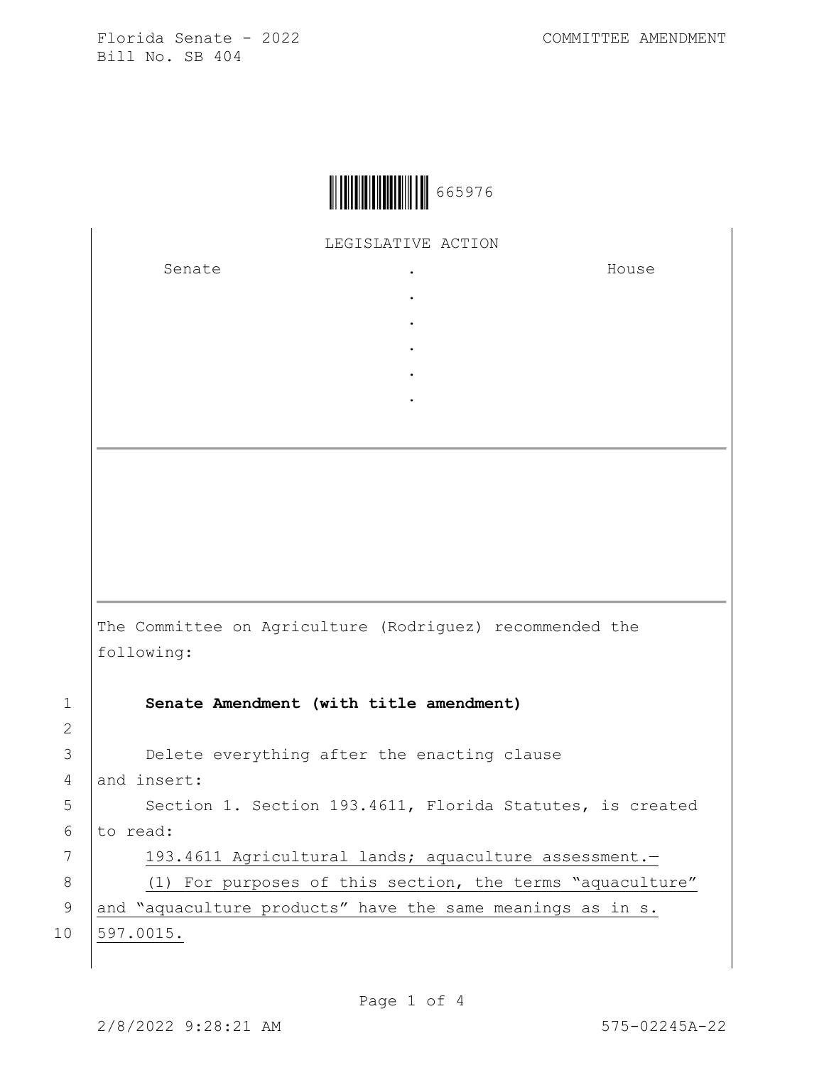Florida Senate - 2022 COMMITTEE AMENDMENT
Bill No. SB 404

665976

LEGISLATIVE ACTION

| Senate | . | House |
|---|---|---|
| | . | |
| | . | |
| | . | |
| | . | |
| | . | |

The Committee on Agriculture (Rodriguez) recommended the following:

1 **Senate Amendment (with title amendment)**
2
3 Delete everything after the enacting clause
4 and insert:
5 Section 1. Section 193.4611, Florida Statutes, is created
6 to read:
7 193.4611 Agricultural lands; aquaculture assessment.—
8 (1) For purposes of this section, the terms "aquaculture"
9 and "aquaculture products" have the same meanings as in s.
10 597.0015.

2/8/2022 9:28:21 AM 575-02245A-22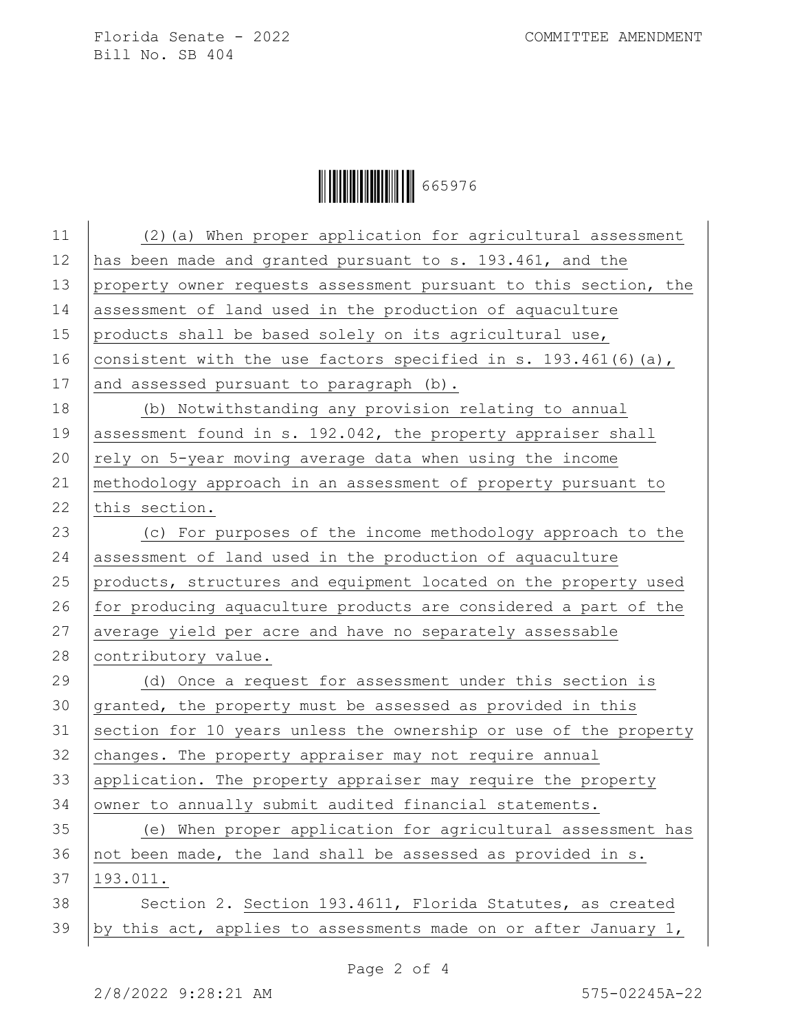(2)(a) When proper application for agricultural assessment has been made and granted pursuant to s. 193.461, and the property owner requests assessment pursuant to this section, the assessment of land used in the production of aquaculture products shall be based solely on its agricultural use, consistent with the use factors specified in s. 193.461(6)(a), and assessed pursuant to paragraph (b).

(b) Notwithstanding any provision relating to annual assessment found in s. 192.042, the property appraiser shall rely on 5-year moving average data when using the income methodology approach in an assessment of property pursuant to this section.

(c) For purposes of the income methodology approach to the assessment of land used in the production of aquaculture products, structures and equipment located on the property used for producing aquaculture products are considered a part of the average yield per acre and have no separately assessable contributory value.

(d) Once a request for assessment under this section is granted, the property must be assessed as provided in this section for 10 years unless the ownership or use of the property changes. The property appraiser may not require annual application. The property appraiser may require the property owner to annually submit audited financial statements.

(e) When proper application for agricultural assessment has not been made, the land shall be assessed as provided in s. 193.011.

Section 2. Section 193.4611, Florida Statutes, as created by this act, applies to assessments made on or after January 1,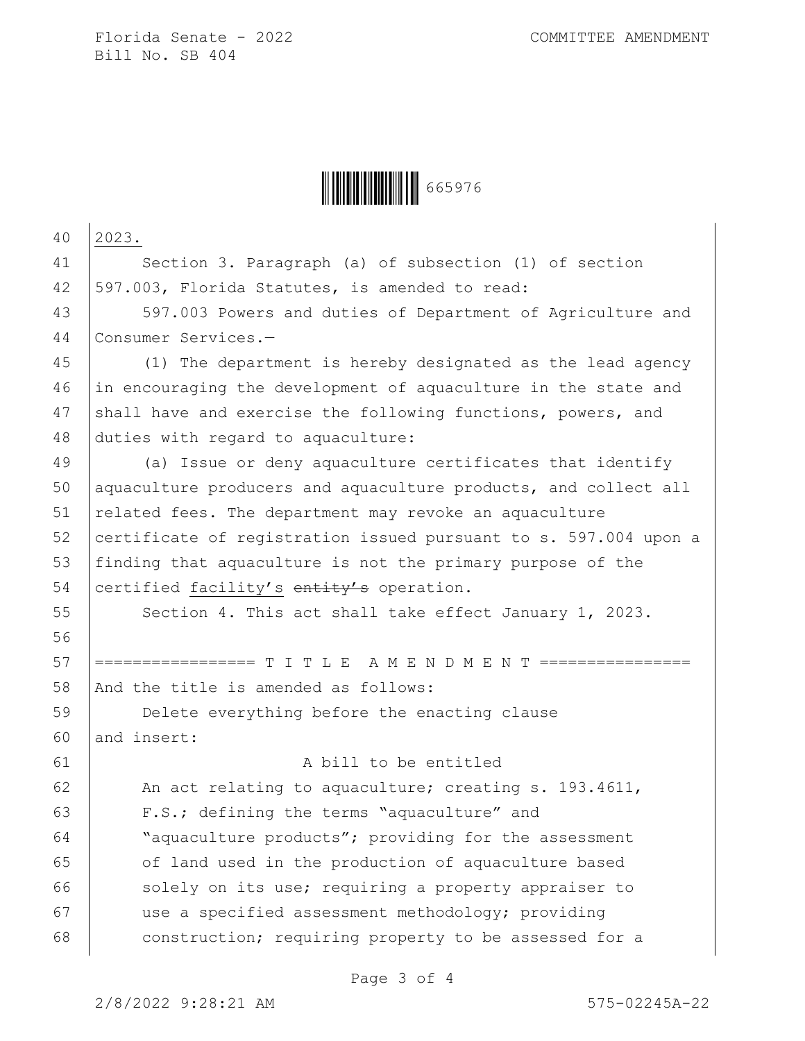2023.

Section 3. Paragraph (a) of subsection (1) of section 597.003, Florida Statutes, is amended to read:

597.003 Powers and duties of Department of Agriculture and Consumer Services.—

(1) The department is hereby designated as the lead agency in encouraging the development of aquaculture in the state and shall have and exercise the following functions, powers, and duties with regard to aquaculture:

(a) Issue or deny aquaculture certificates that identify aquaculture producers and aquaculture products, and collect all related fees. The department may revoke an aquaculture certificate of registration issued pursuant to s. 597.004 upon a finding that aquaculture is not the primary purpose of the certified facility's ~~entity's~~ operation.

Section 4. This act shall take effect January 1, 2023.

================= T I T L E A M E N D M E N T ================

And the title is amended as follows:

Delete everything before the enacting clause and insert:

A bill to be entitled

An act relating to aquaculture; creating s. 193.4611, F.S.; defining the terms "aquaculture" and "aquaculture products"; providing for the assessment of land used in the production of aquaculture based solely on its use; requiring a property appraiser to use a specified assessment methodology; providing construction; requiring property to be assessed for a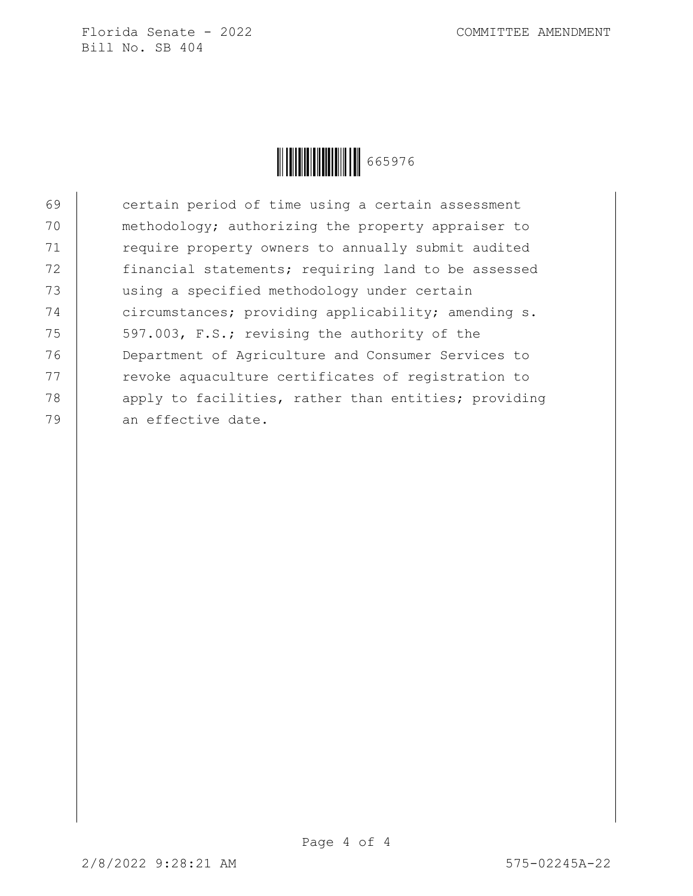69 certain period of time using a certain assessment
70 methodology; authorizing the property appraiser to
71 require property owners to annually submit audited
72 financial statements; requiring land to be assessed
73 using a specified methodology under certain
74 circumstances; providing applicability; amending s.
75 597.003, F.S.; revising the authority of the
76 Department of Agriculture and Consumer Services to
77 revoke aquaculture certificates of registration to
78 apply to facilities, rather than entities; providing
79 an effective date.